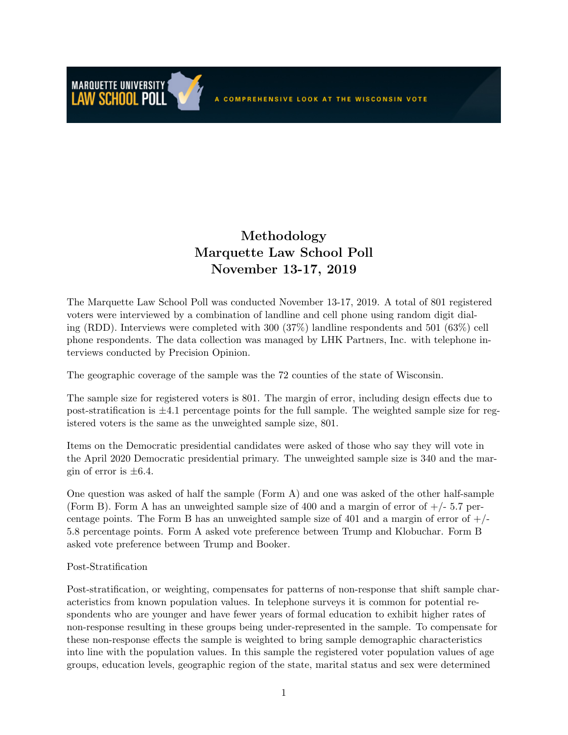# Methodology
# Marquette Law School Poll
# November 13-17, 2019

The Marquette Law School Poll was conducted November 13-17, 2019. A total of 801 registered voters were interviewed by a combination of landline and cell phone using random digit dialing (RDD). Interviews were completed with 300 (37%) landline respondents and 501 (63%) cell phone respondents. The data collection was managed by LHK Partners, Inc. with telephone interviews conducted by Precision Opinion.

The geographic coverage of the sample was the 72 counties of the state of Wisconsin.

The sample size for registered voters is 801. The margin of error, including design effects due to post-stratification is ±4.1 percentage points for the full sample. The weighted sample size for registered voters is the same as the unweighted sample size, 801.

Items on the Democratic presidential candidates were asked of those who say they will vote in the April 2020 Democratic presidential primary. The unweighted sample size is 340 and the margin of error is ±6.4.

One question was asked of half the sample (Form A) and one was asked of the other half-sample (Form B). Form A has an unweighted sample size of 400 and a margin of error of +/- 5.7 percentage points. The Form B has an unweighted sample size of 401 and a margin of error of +/- 5.8 percentage points. Form A asked vote preference between Trump and Klobuchar. Form B asked vote preference between Trump and Booker.

Post-Stratification

Post-stratification, or weighting, compensates for patterns of non-response that shift sample characteristics from known population values. In telephone surveys it is common for potential respondents who are younger and have fewer years of formal education to exhibit higher rates of non-response resulting in these groups being under-represented in the sample. To compensate for these non-response effects the sample is weighted to bring sample demographic characteristics into line with the population values. In this sample the registered voter population values of age groups, education levels, geographic region of the state, marital status and sex were determined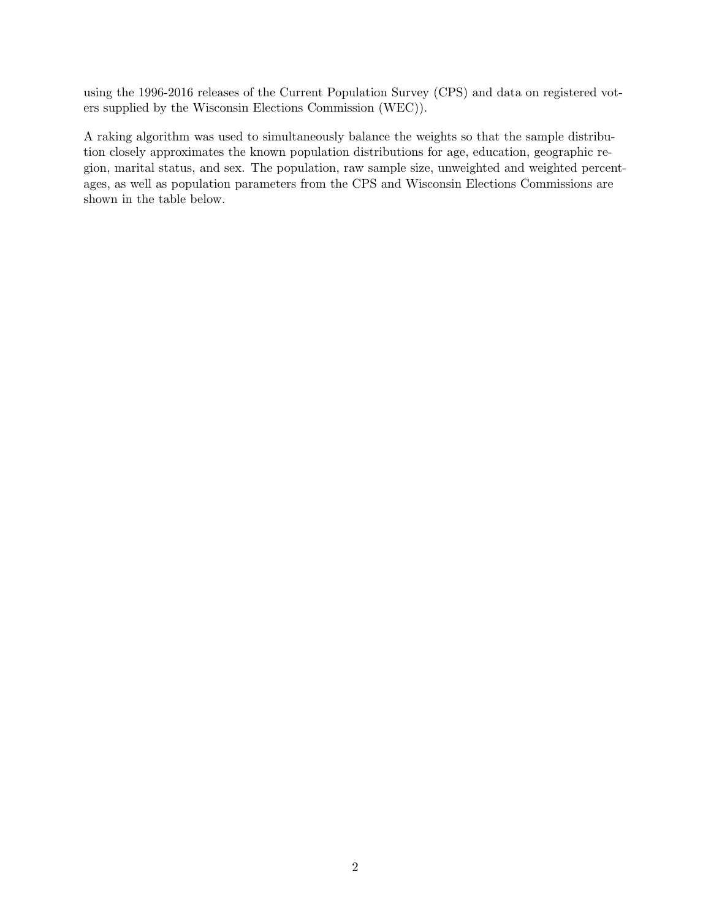using the 1996-2016 releases of the Current Population Survey (CPS) and data on registered voters supplied by the Wisconsin Elections Commission (WEC)).

A raking algorithm was used to simultaneously balance the weights so that the sample distribution closely approximates the known population distributions for age, education, geographic region, marital status, and sex. The population, raw sample size, unweighted and weighted percentages, as well as population parameters from the CPS and Wisconsin Elections Commissions are shown in the table below.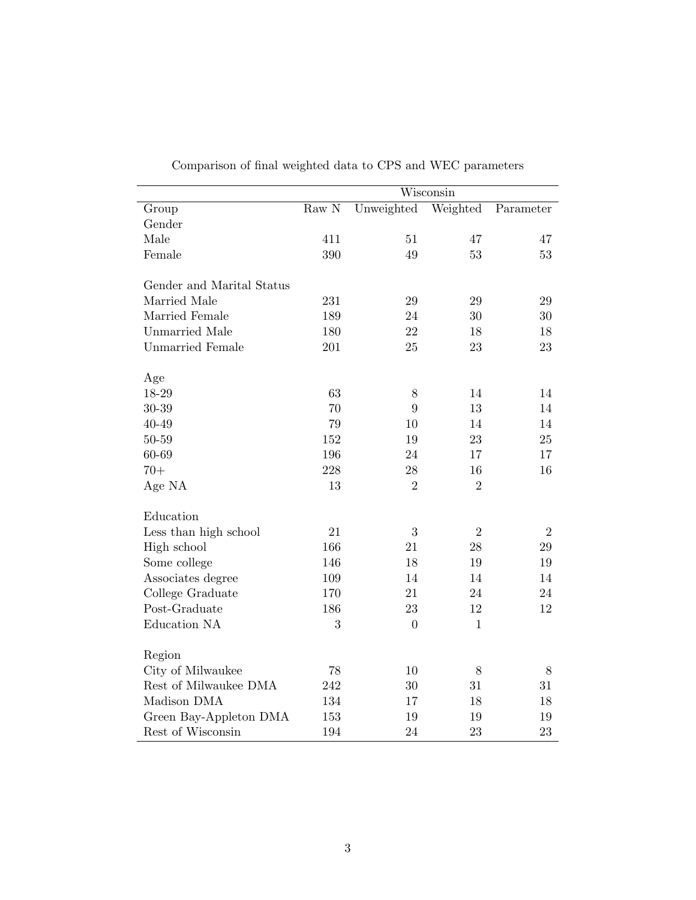Comparison of final weighted data to CPS and WEC parameters

| | Wisconsin | | | |
|---|---|---|---|---|
| Group | Raw N | Unweighted | Weighted | Parameter |
| Gender | | | | |
| Male | 411 | 51 | 47 | 47 |
| Female | 390 | 49 | 53 | 53 |
| | | | | |
| Gender and Marital Status | | | | |
| Married Male | 231 | 29 | 29 | 29 |
| Married Female | 189 | 24 | 30 | 30 |
| Unmarried Male | 180 | 22 | 18 | 18 |
| Unmarried Female | 201 | 25 | 23 | 23 |
| | | | | |
| Age | | | | |
| 18-29 | 63 | 8 | 14 | 14 |
| 30-39 | 70 | 9 | 13 | 14 |
| 40-49 | 79 | 10 | 14 | 14 |
| 50-59 | 152 | 19 | 23 | 25 |
| 60-69 | 196 | 24 | 17 | 17 |
| 70+ | 228 | 28 | 16 | 16 |
| Age NA | 13 | 2 | 2 | |
| | | | | |
| Education | | | | |
| Less than high school | 21 | 3 | 2 | 2 |
| High school | 166 | 21 | 28 | 29 |
| Some college | 146 | 18 | 19 | 19 |
| Associates degree | 109 | 14 | 14 | 14 |
| College Graduate | 170 | 21 | 24 | 24 |
| Post-Graduate | 186 | 23 | 12 | 12 |
| Education NA | 3 | 0 | 1 | |
| | | | | |
| Region | | | | |
| City of Milwaukee | 78 | 10 | 8 | 8 |
| Rest of Milwaukee DMA | 242 | 30 | 31 | 31 |
| Madison DMA | 134 | 17 | 18 | 18 |
| Green Bay-Appleton DMA | 153 | 19 | 19 | 19 |
| Rest of Wisconsin | 194 | 24 | 23 | 23 |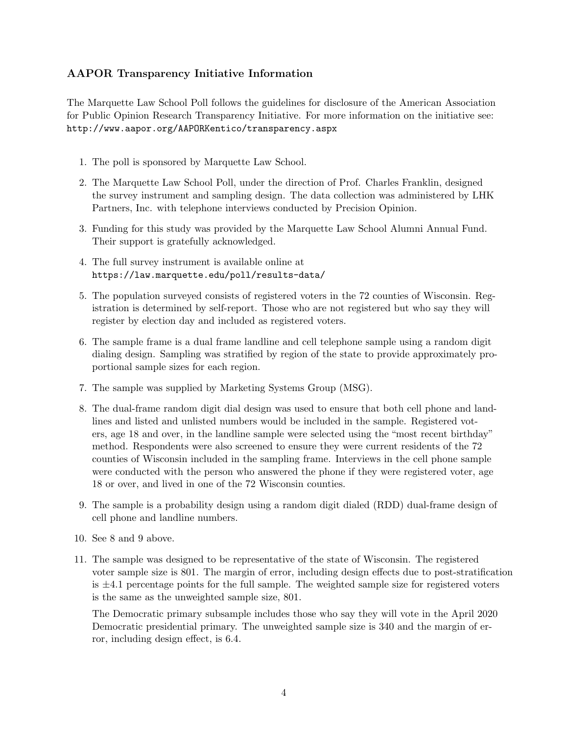### AAPOR Transparency Initiative Information

The Marquette Law School Poll follows the guidelines for disclosure of the American Association for Public Opinion Research Transparency Initiative. For more information on the initiative see: http://www.aapor.org/AAPORKentico/transparency.aspx

1. The poll is sponsored by Marquette Law School.
2. The Marquette Law School Poll, under the direction of Prof. Charles Franklin, designed the survey instrument and sampling design. The data collection was administered by LHK Partners, Inc. with telephone interviews conducted by Precision Opinion.
3. Funding for this study was provided by the Marquette Law School Alumni Annual Fund. Their support is gratefully acknowledged.
4. The full survey instrument is available online at https://law.marquette.edu/poll/results-data/
5. The population surveyed consists of registered voters in the 72 counties of Wisconsin. Registration is determined by self-report. Those who are not registered but who say they will register by election day and included as registered voters.
6. The sample frame is a dual frame landline and cell telephone sample using a random digit dialing design. Sampling was stratified by region of the state to provide approximately proportional sample sizes for each region.
7. The sample was supplied by Marketing Systems Group (MSG).
8. The dual-frame random digit dial design was used to ensure that both cell phone and landlines and listed and unlisted numbers would be included in the sample. Registered voters, age 18 and over, in the landline sample were selected using the "most recent birthday" method. Respondents were also screened to ensure they were current residents of the 72 counties of Wisconsin included in the sampling frame. Interviews in the cell phone sample were conducted with the person who answered the phone if they were registered voter, age 18 or over, and lived in one of the 72 Wisconsin counties.
9. The sample is a probability design using a random digit dialed (RDD) dual-frame design of cell phone and landline numbers.
10. See 8 and 9 above.
11. The sample was designed to be representative of the state of Wisconsin. The registered voter sample size is 801. The margin of error, including design effects due to post-stratification is $\pm 4.1$ percentage points for the full sample. The weighted sample size for registered voters is the same as the unweighted sample size, 801.

    The Democratic primary subsample includes those who say they will vote in the April 2020 Democratic presidential primary. The unweighted sample size is 340 and the margin of error, including design effect, is 6.4.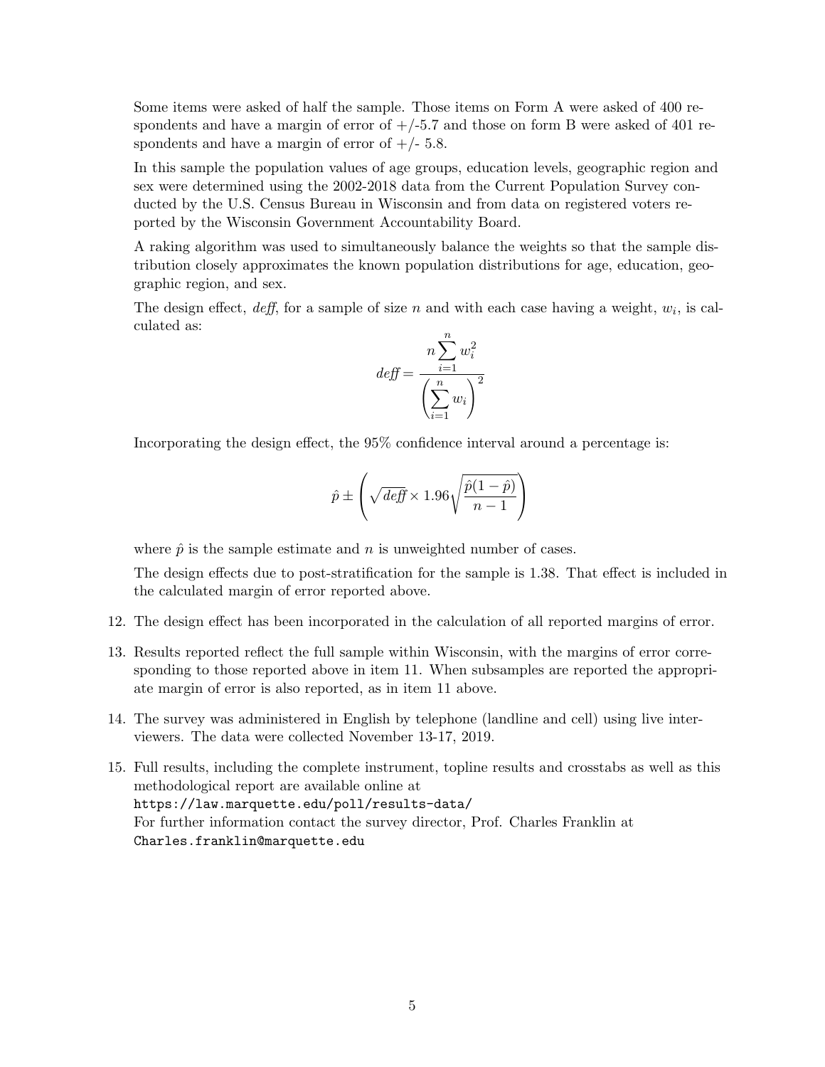Some items were asked of half the sample. Those items on Form A were asked of 400 respondents and have a margin of error of +/-5.7 and those on form B were asked of 401 respondents and have a margin of error of +/- 5.8.

In this sample the population values of age groups, education levels, geographic region and sex were determined using the 2002-2018 data from the Current Population Survey conducted by the U.S. Census Bureau in Wisconsin and from data on registered voters reported by the Wisconsin Government Accountability Board.

A raking algorithm was used to simultaneously balance the weights so that the sample distribution closely approximates the known population distributions for age, education, geographic region, and sex.

The design effect, *deff*, for a sample of size $n$ and with each case having a weight, $w_i$, is calculated as:

$$deff = \frac{n \sum_{i=1}^{n} w_i^2}{\left( \sum_{i=1}^{n} w_i \right)^2}$$

Incorporating the design effect, the 95% confidence interval around a percentage is:

$$\hat{p} \pm \left( \sqrt{deff} \times 1.96 \sqrt{\frac{\hat{p}(1-\hat{p})}{n-1}} \right)$$

where $\hat{p}$ is the sample estimate and $n$ is unweighted number of cases.

The design effects due to post-stratification for the sample is 1.38. That effect is included in the calculated margin of error reported above.

12. The design effect has been incorporated in the calculation of all reported margins of error.

13. Results reported reflect the full sample within Wisconsin, with the margins of error corresponding to those reported above in item 11. When subsamples are reported the appropriate margin of error is also reported, as in item 11 above.

14. The survey was administered in English by telephone (landline and cell) using live interviewers. The data were collected November 13-17, 2019.

15. Full results, including the complete instrument, topline results and crosstabs as well as this methodological report are available online at
`https://law.marquette.edu/poll/results-data/`
For further information contact the survey director, Prof. Charles Franklin at
`Charles.franklin@marquette.edu`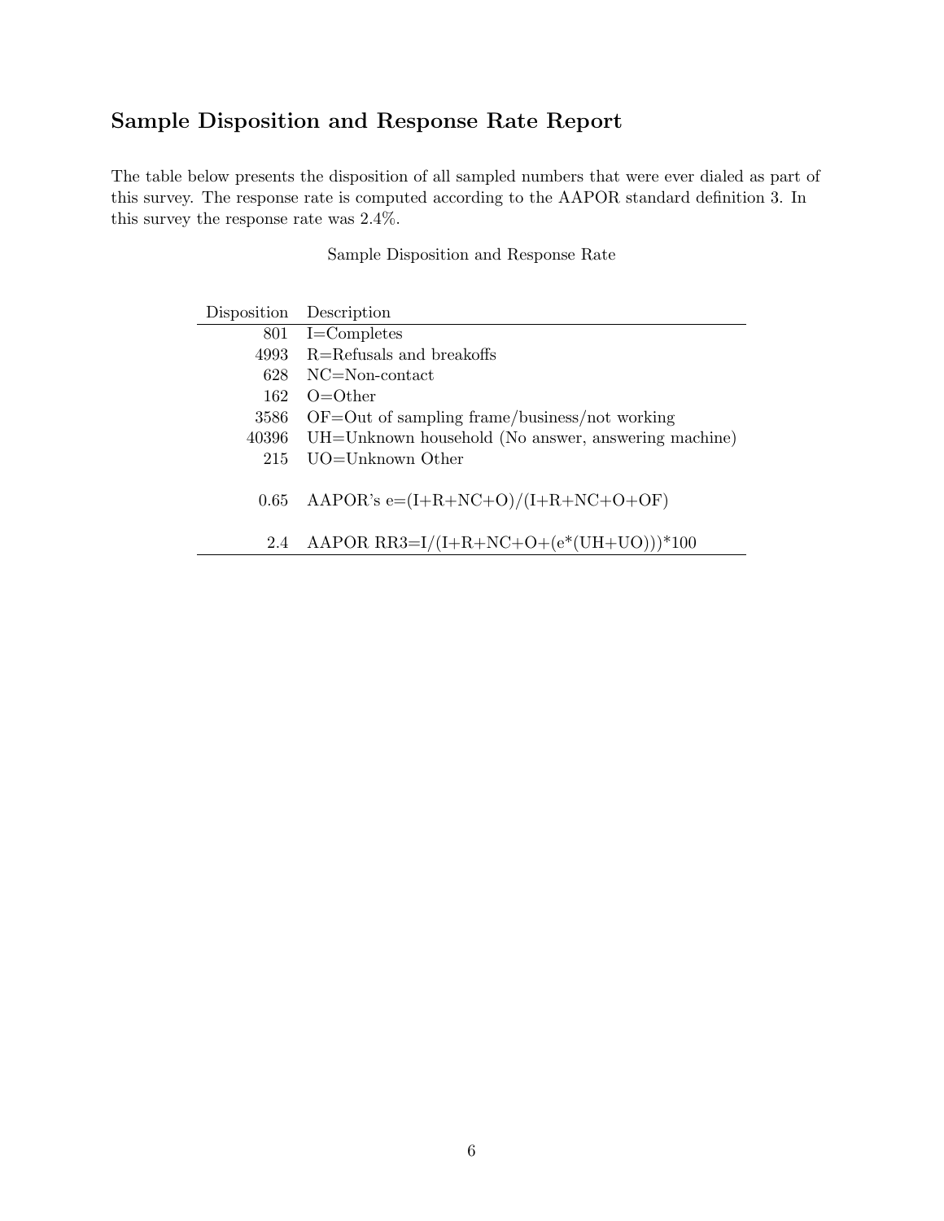## Sample Disposition and Response Rate Report

The table below presents the disposition of all sampled numbers that were ever dialed as part of this survey. The response rate is computed according to the AAPOR standard definition 3. In this survey the response rate was 2.4%.

Sample Disposition and Response Rate

| Disposition | Description |
|---|---|
| 801 | I=Completes |
| 4993 | R=Refusals and breakoffs |
| 628 | NC=Non-contact |
| 162 | O=Other |
| 3586 | OF=Out of sampling frame/business/not working |
| 40396 | UH=Unknown household (No answer, answering machine) |
| 215 | UO=Unknown Other |
| 0.65 | AAPOR's e=(I+R+NC+O)/(I+R+NC+O+OF) |
| 2.4 | AAPOR RR3=I/(I+R+NC+O+(e*(UH+UO)))*100 |